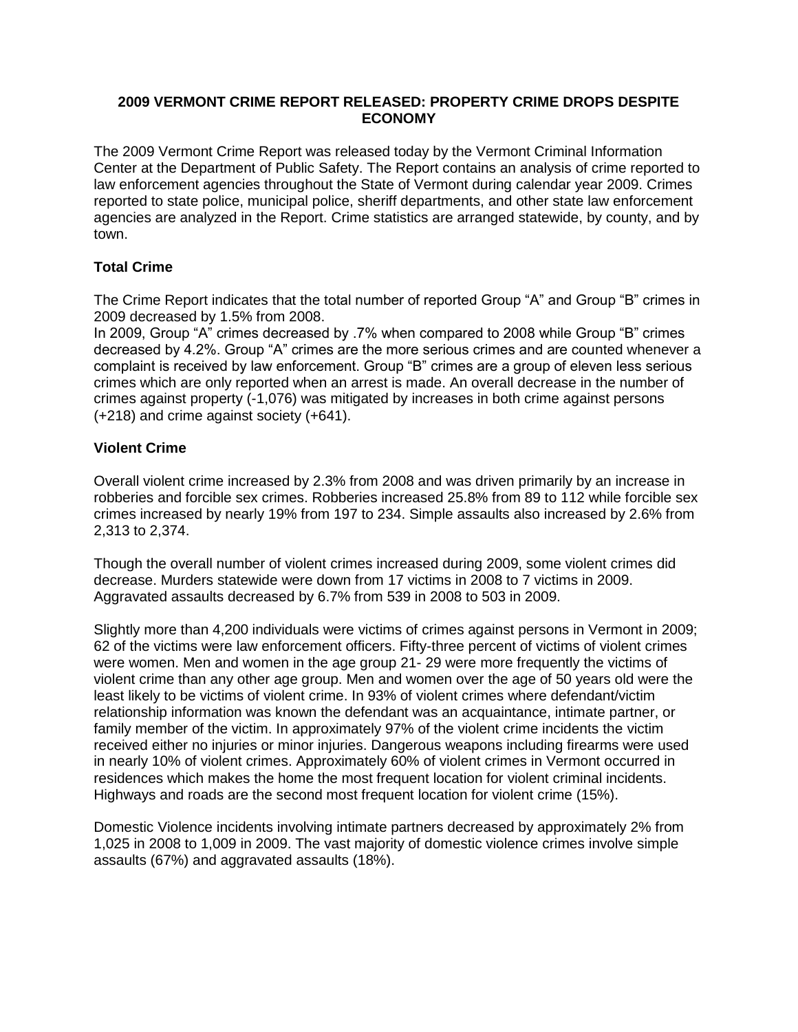# 2009 VERMONT CRIME REPORT RELEASED: PROPERTY CRIME DROPS DESPITE ECONOMY

The 2009 Vermont Crime Report was released today by the Vermont Criminal Information Center at the Department of Public Safety. The Report contains an analysis of crime reported to law enforcement agencies throughout the State of Vermont during calendar year 2009. Crimes reported to state police, municipal police, sheriff departments, and other state law enforcement agencies are analyzed in the Report. Crime statistics are arranged statewide, by county, and by town.

## Total Crime

The Crime Report indicates that the total number of reported Group "A" and Group "B" crimes in 2009 decreased by 1.5% from 2008.
In 2009, Group "A" crimes decreased by .7% when compared to 2008 while Group "B" crimes decreased by 4.2%. Group "A" crimes are the more serious crimes and are counted whenever a complaint is received by law enforcement. Group "B" crimes are a group of eleven less serious crimes which are only reported when an arrest is made. An overall decrease in the number of crimes against property (-1,076) was mitigated by increases in both crime against persons (+218) and crime against society (+641).

## Violent Crime

Overall violent crime increased by 2.3% from 2008 and was driven primarily by an increase in robberies and forcible sex crimes. Robberies increased 25.8% from 89 to 112 while forcible sex crimes increased by nearly 19% from 197 to 234. Simple assaults also increased by 2.6% from 2,313 to 2,374.

Though the overall number of violent crimes increased during 2009, some violent crimes did decrease. Murders statewide were down from 17 victims in 2008 to 7 victims in 2009. Aggravated assaults decreased by 6.7% from 539 in 2008 to 503 in 2009.

Slightly more than 4,200 individuals were victims of crimes against persons in Vermont in 2009; 62 of the victims were law enforcement officers. Fifty-three percent of victims of violent crimes were women. Men and women in the age group 21- 29 were more frequently the victims of violent crime than any other age group. Men and women over the age of 50 years old were the least likely to be victims of violent crime. In 93% of violent crimes where defendant/victim relationship information was known the defendant was an acquaintance, intimate partner, or family member of the victim. In approximately 97% of the violent crime incidents the victim received either no injuries or minor injuries. Dangerous weapons including firearms were used in nearly 10% of violent crimes. Approximately 60% of violent crimes in Vermont occurred in residences which makes the home the most frequent location for violent criminal incidents. Highways and roads are the second most frequent location for violent crime (15%).

Domestic Violence incidents involving intimate partners decreased by approximately 2% from 1,025 in 2008 to 1,009 in 2009. The vast majority of domestic violence crimes involve simple assaults (67%) and aggravated assaults (18%).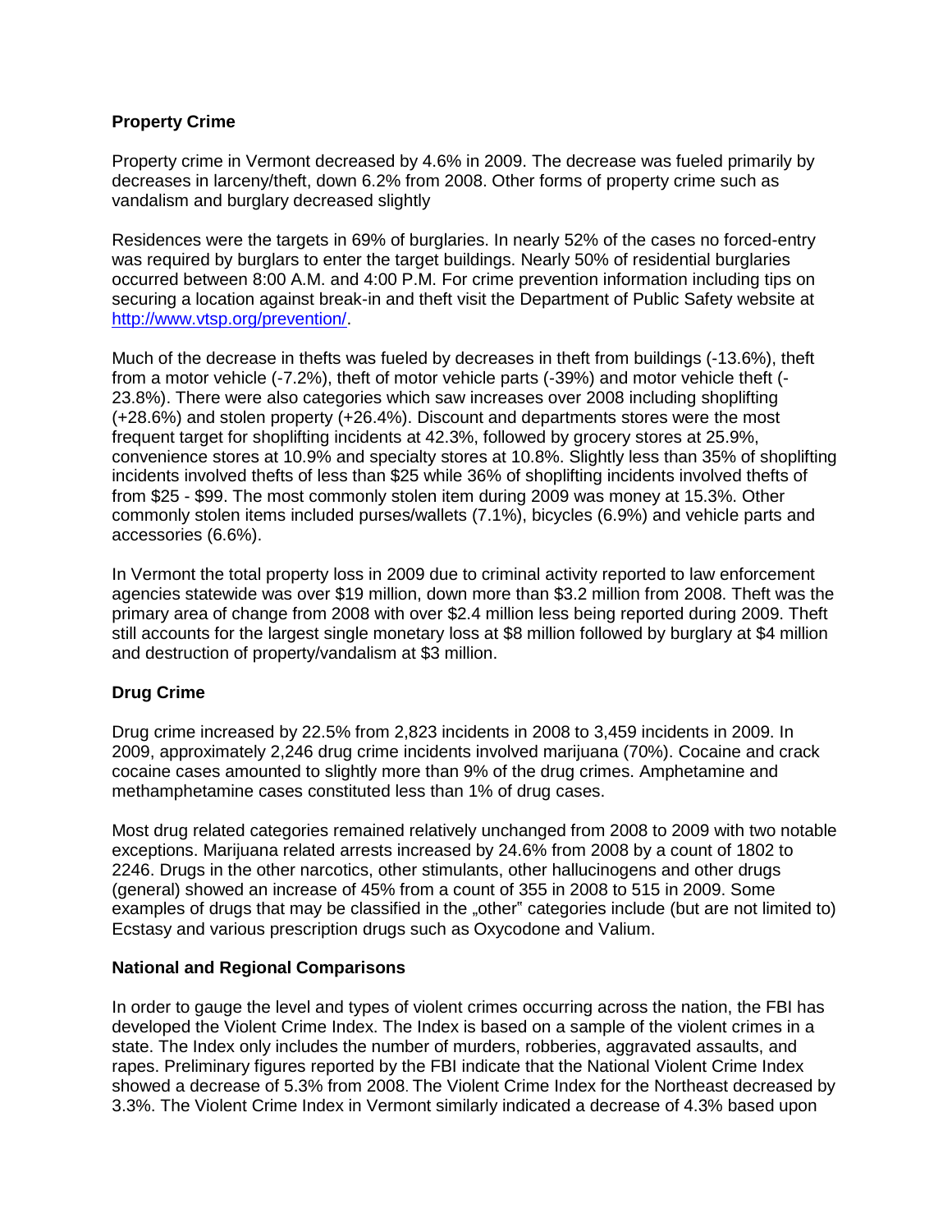### Property Crime

Property crime in Vermont decreased by 4.6% in 2009. The decrease was fueled primarily by decreases in larceny/theft, down 6.2% from 2008. Other forms of property crime such as vandalism and burglary decreased slightly

Residences were the targets in 69% of burglaries. In nearly 52% of the cases no forced-entry was required by burglars to enter the target buildings. Nearly 50% of residential burglaries occurred between 8:00 A.M. and 4:00 P.M. For crime prevention information including tips on securing a location against break-in and theft visit the Department of Public Safety website at [http://www.vtsp.org/prevention/](http://www.vtsp.org/prevention/).

Much of the decrease in thefts was fueled by decreases in theft from buildings (-13.6%), theft from a motor vehicle (-7.2%), theft of motor vehicle parts (-39%) and motor vehicle theft (-23.8%). There were also categories which saw increases over 2008 including shoplifting (+28.6%) and stolen property (+26.4%). Discount and departments stores were the most frequent target for shoplifting incidents at 42.3%, followed by grocery stores at 25.9%, convenience stores at 10.9% and specialty stores at 10.8%. Slightly less than 35% of shoplifting incidents involved thefts of less than $25 while 36% of shoplifting incidents involved thefts of from $25 - $99. The most commonly stolen item during 2009 was money at 15.3%. Other commonly stolen items included purses/wallets (7.1%), bicycles (6.9%) and vehicle parts and accessories (6.6%).

In Vermont the total property loss in 2009 due to criminal activity reported to law enforcement agencies statewide was over $19 million, down more than $3.2 million from 2008. Theft was the primary area of change from 2008 with over $2.4 million less being reported during 2009. Theft still accounts for the largest single monetary loss at $8 million followed by burglary at $4 million and destruction of property/vandalism at $3 million.

### Drug Crime

Drug crime increased by 22.5% from 2,823 incidents in 2008 to 3,459 incidents in 2009. In 2009, approximately 2,246 drug crime incidents involved marijuana (70%). Cocaine and crack cocaine cases amounted to slightly more than 9% of the drug crimes. Amphetamine and methamphetamine cases constituted less than 1% of drug cases.

Most drug related categories remained relatively unchanged from 2008 to 2009 with two notable exceptions. Marijuana related arrests increased by 24.6% from 2008 by a count of 1802 to 2246. Drugs in the other narcotics, other stimulants, other hallucinogens and other drugs (general) showed an increase of 45% from a count of 355 in 2008 to 515 in 2009. Some examples of drugs that may be classified in the „other" categories include (but are not limited to) Ecstasy and various prescription drugs such as Oxycodone and Valium.

### National and Regional Comparisons

In order to gauge the level and types of violent crimes occurring across the nation, the FBI has developed the Violent Crime Index. The Index is based on a sample of the violent crimes in a state. The Index only includes the number of murders, robberies, aggravated assaults, and rapes. Preliminary figures reported by the FBI indicate that the National Violent Crime Index showed a decrease of 5.3% from 2008. The Violent Crime Index for the Northeast decreased by 3.3%. The Violent Crime Index in Vermont similarly indicated a decrease of 4.3% based upon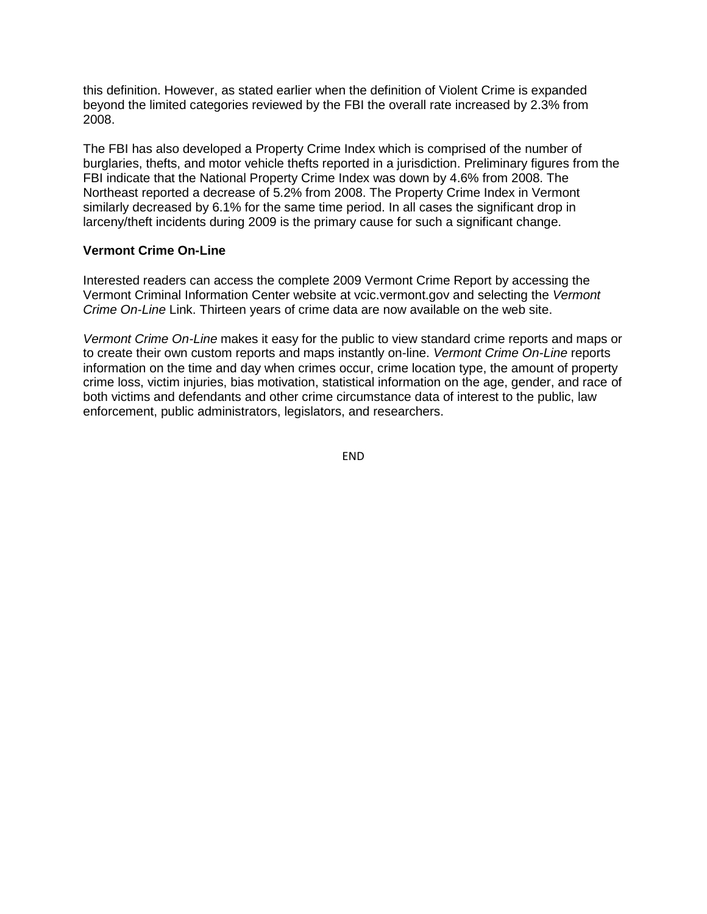this definition. However, as stated earlier when the definition of Violent Crime is expanded beyond the limited categories reviewed by the FBI the overall rate increased by 2.3% from 2008.

The FBI has also developed a Property Crime Index which is comprised of the number of burglaries, thefts, and motor vehicle thefts reported in a jurisdiction. Preliminary figures from the FBI indicate that the National Property Crime Index was down by 4.6% from 2008. The Northeast reported a decrease of 5.2% from 2008. The Property Crime Index in Vermont similarly decreased by 6.1% for the same time period. In all cases the significant drop in larceny/theft incidents during 2009 is the primary cause for such a significant change.

**Vermont Crime On-Line**

Interested readers can access the complete 2009 Vermont Crime Report by accessing the Vermont Criminal Information Center website at vcic.vermont.gov and selecting the *Vermont Crime On-Line* Link. Thirteen years of crime data are now available on the web site.

*Vermont Crime On-Line* makes it easy for the public to view standard crime reports and maps or to create their own custom reports and maps instantly on-line. *Vermont Crime On-Line* reports information on the time and day when crimes occur, crime location type, the amount of property crime loss, victim injuries, bias motivation, statistical information on the age, gender, and race of both victims and defendants and other crime circumstance data of interest to the public, law enforcement, public administrators, legislators, and researchers.

END